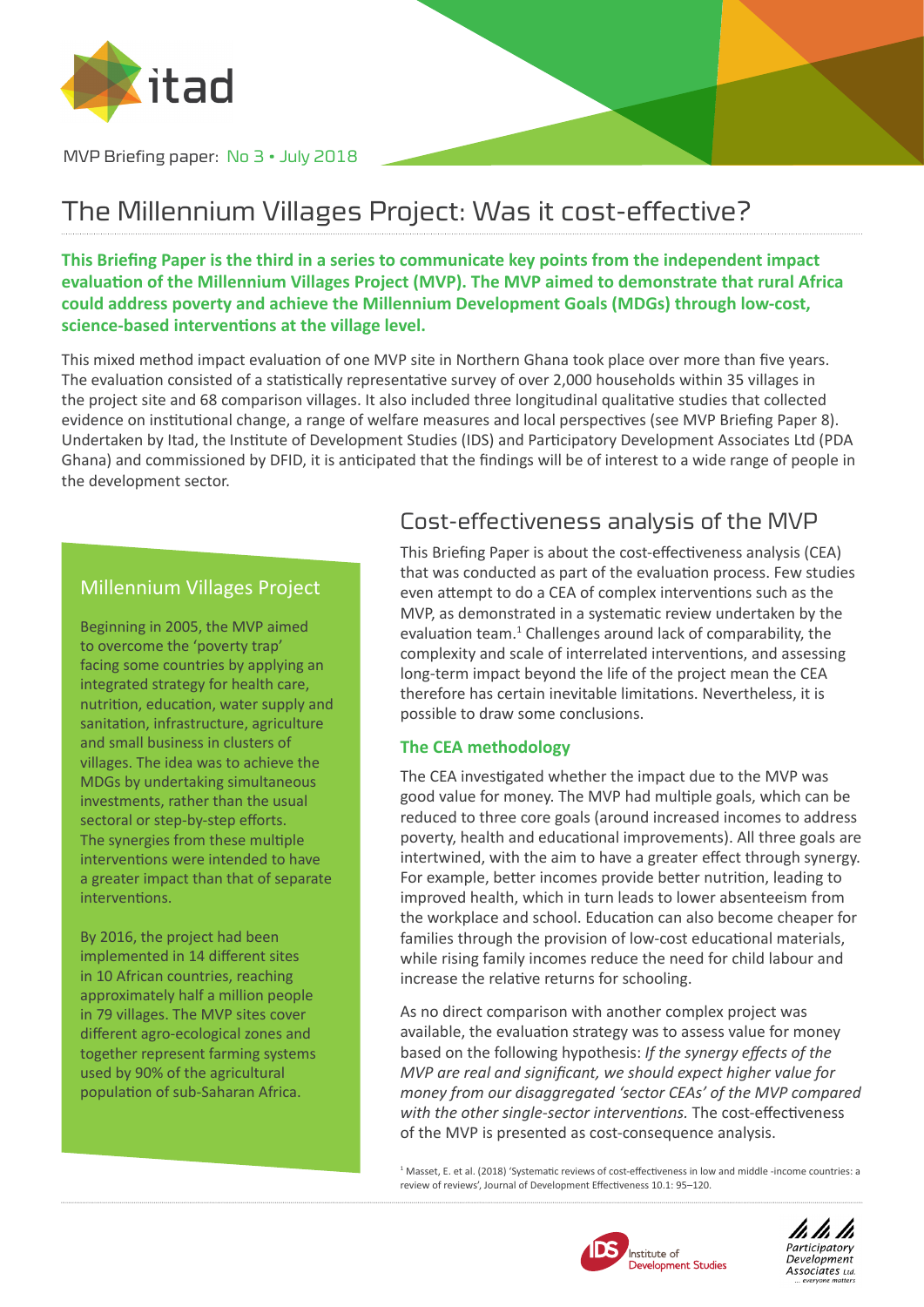MVP Briefing paper: No 3 • July 2018

# The Millennium Villages Project: Was it cost-effective?

**This Briefing Paper is the third in a series to communicate key points from the independent impact evaluation of the Millennium Villages Project (MVP). The MVP aimed to demonstrate that rural Africa could address poverty and achieve the Millennium Development Goals (MDGs) through low-cost, science-based interventions at the village level.**

This mixed method impact evaluation of one MVP site in Northern Ghana took place over more than five years. The evaluation consisted of a statistically representative survey of over 2,000 households within 35 villages in the project site and 68 comparison villages. It also included three longitudinal qualitative studies that collected evidence on institutional change, a range of welfare measures and local perspectives (see MVP Briefing Paper 8). Undertaken by Itad, the Institute of Development Studies (IDS) and Participatory Development Associates Ltd (PDA Ghana) and commissioned by DFID, it is anticipated that the findings will be of interest to a wide range of people in the development sector.

## Millennium Villages Project

Beginning in 2005, the MVP aimed to overcome the 'poverty trap' facing some countries by applying an integrated strategy for health care, nutrition, education, water supply and sanitation, infrastructure, agriculture and small business in clusters of villages. The idea was to achieve the MDGs by undertaking simultaneous investments, rather than the usual sectoral or step-by-step efforts. The synergies from these multiple interventions were intended to have a greater impact than that of separate interventions.

By 2016, the project had been implemented in 14 different sites in 10 African countries, reaching approximately half a million people in 79 villages. The MVP sites cover different agro-ecological zones and together represent farming systems used by 90% of the agricultural population of sub-Saharan Africa.

## Cost-effectiveness analysis of the MVP

This Briefing Paper is about the cost-effectiveness analysis (CEA) that was conducted as part of the evaluation process. Few studies even attempt to do a CEA of complex interventions such as the MVP, as demonstrated in a systematic review undertaken by the evaluation team.[1] Challenges around lack of comparability, the complexity and scale of interrelated interventions, and assessing long-term impact beyond the life of the project mean the CEA therefore has certain inevitable limitations. Nevertheless, it is possible to draw some conclusions.

### The CEA methodology

The CEA investigated whether the impact due to the MVP was good value for money. The MVP had multiple goals, which can be reduced to three core goals (around increased incomes to address poverty, health and educational improvements). All three goals are intertwined, with the aim to have a greater effect through synergy. For example, better incomes provide better nutrition, leading to improved health, which in turn leads to lower absenteeism from the workplace and school. Education can also become cheaper for families through the provision of low-cost educational materials, while rising family incomes reduce the need for child labour and increase the relative returns for schooling.

As no direct comparison with another complex project was available, the evaluation strategy was to assess value for money based on the following hypothesis: *If the synergy effects of the MVP are real and significant, we should expect higher value for money from our disaggregated 'sector CEAs' of the MVP compared with the other single-sector interventions.* The cost-effectiveness of the MVP is presented as cost-consequence analysis.

[1] Masset, E. et al. (2018) 'Systematic reviews of cost-effectiveness in low and middle -income countries: a review of reviews', Journal of Development Effectiveness 10.1: 95–120.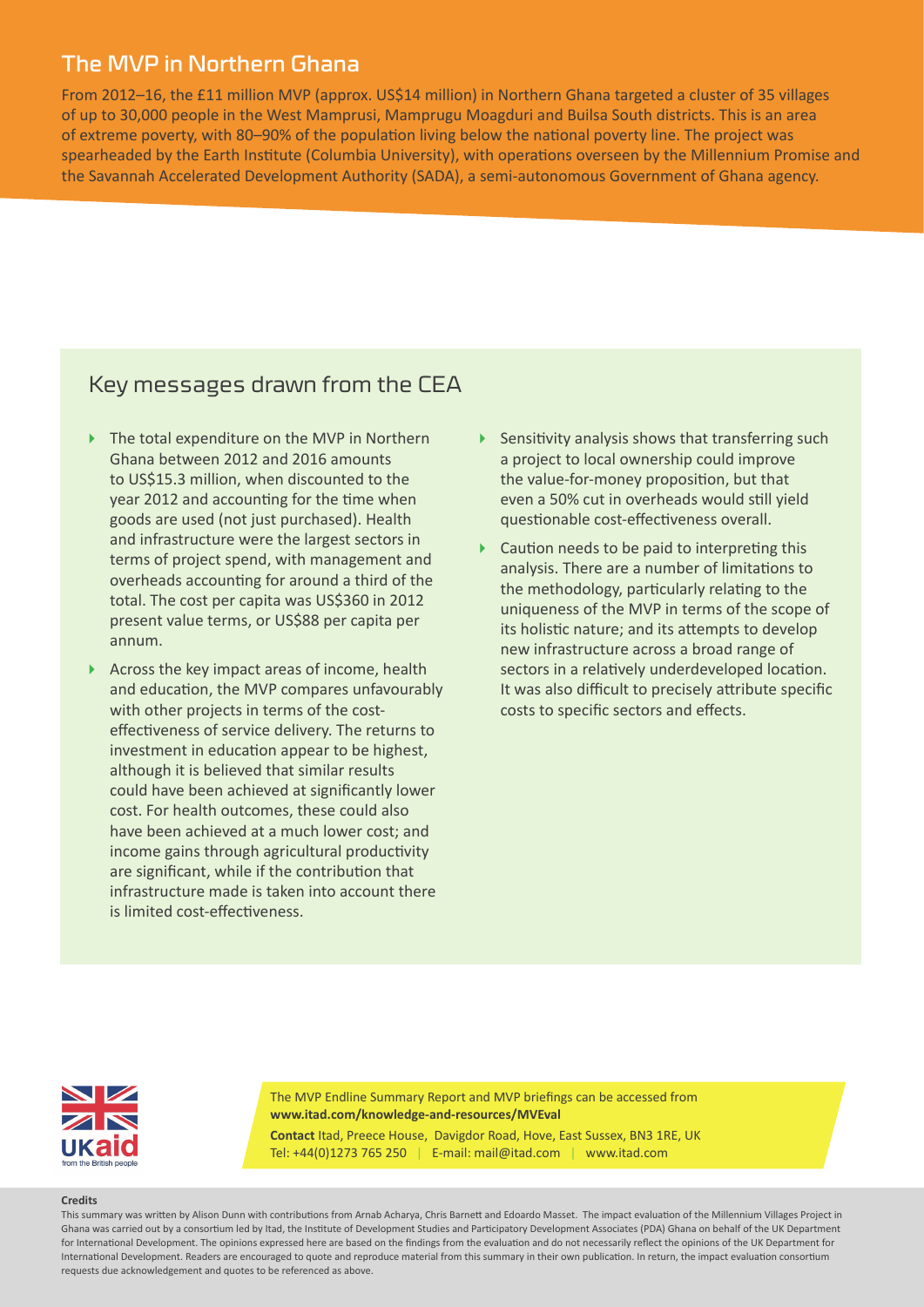## The MVP in Northern Ghana

From 2012–16, the £11 million MVP (approx. US$14 million) in Northern Ghana targeted a cluster of 35 villages of up to 30,000 people in the West Mamprusi, Mamprugu Moagduri and Builsa South districts. This is an area of extreme poverty, with 80–90% of the population living below the national poverty line. The project was spearheaded by the Earth Institute (Columbia University), with operations overseen by the Millennium Promise and the Savannah Accelerated Development Authority (SADA), a semi-autonomous Government of Ghana agency.

## Key messages drawn from the CEA

- The total expenditure on the MVP in Northern Ghana between 2012 and 2016 amounts to US$15.3 million, when discounted to the year 2012 and accounting for the time when goods are used (not just purchased). Health and infrastructure were the largest sectors in terms of project spend, with management and overheads accounting for around a third of the total. The cost per capita was US$360 in 2012 present value terms, or US$88 per capita per annum.
- Across the key impact areas of income, health and education, the MVP compares unfavourably with other projects in terms of the cost-effectiveness of service delivery. The returns to investment in education appear to be highest, although it is believed that similar results could have been achieved at significantly lower cost. For health outcomes, these could also have been achieved at a much lower cost; and income gains through agricultural productivity are significant, while if the contribution that infrastructure made is taken into account there is limited cost-effectiveness.
- Sensitivity analysis shows that transferring such a project to local ownership could improve the value-for-money proposition, but that even a 50% cut in overheads would still yield questionable cost-effectiveness overall.
- Caution needs to be paid to interpreting this analysis. There are a number of limitations to the methodology, particularly relating to the uniqueness of the MVP in terms of the scope of its holistic nature; and its attempts to develop new infrastructure across a broad range of sectors in a relatively underdeveloped location. It was also difficult to precisely attribute specific costs to specific sectors and effects.

UKaid from the British people

The MVP Endline Summary Report and MVP briefings can be accessed from **www.itad.com/knowledge-and-resources/MVEval**

**Contact** Itad, Preece House, Davigdor Road, Hove, East Sussex, BN3 1RE, UK
Tel: +44(0)1273 765 250 | E-mail: mail@itad.com | www.itad.com

**Credits**

This summary was written by Alison Dunn with contributions from Arnab Acharya, Chris Barnett and Edoardo Masset. The impact evaluation of the Millennium Villages Project in Ghana was carried out by a consortium led by Itad, the Institute of Development Studies and Participatory Development Associates (PDA) Ghana on behalf of the UK Department for International Development. The opinions expressed here are based on the findings from the evaluation and do not necessarily reflect the opinions of the UK Department for International Development. Readers are encouraged to quote and reproduce material from this summary in their own publication. In return, the impact evaluation consortium requests due acknowledgement and quotes to be referenced as above.